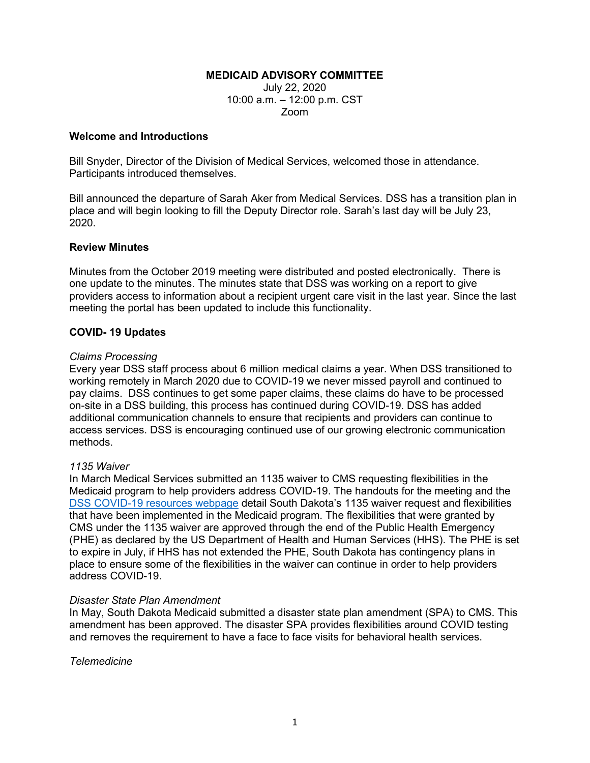**MEDICAID ADVISORY COMMITTEE**

July 22, 2020
10:00 a.m. – 12:00 p.m. CST
Zoom

### Welcome and Introductions

Bill Snyder, Director of the Division of Medical Services, welcomed those in attendance. Participants introduced themselves.

Bill announced the departure of Sarah Aker from Medical Services. DSS has a transition plan in place and will begin looking to fill the Deputy Director role. Sarah's last day will be July 23, 2020.

### Review Minutes

Minutes from the October 2019 meeting were distributed and posted electronically. There is one update to the minutes. The minutes state that DSS was working on a report to give providers access to information about a recipient urgent care visit in the last year. Since the last meeting the portal has been updated to include this functionality.

### COVID- 19 Updates

*Claims Processing*

Every year DSS staff process about 6 million medical claims a year. When DSS transitioned to working remotely in March 2020 due to COVID-19 we never missed payroll and continued to pay claims. DSS continues to get some paper claims, these claims do have to be processed on-site in a DSS building, this process has continued during COVID-19. DSS has added additional communication channels to ensure that recipients and providers can continue to access services. DSS is encouraging continued use of our growing electronic communication methods.

*1135 Waiver*

In March Medical Services submitted an 1135 waiver to CMS requesting flexibilities in the Medicaid program to help providers address COVID-19. The handouts for the meeting and the DSS COVID-19 resources webpage detail South Dakota's 1135 waiver request and flexibilities that have been implemented in the Medicaid program. The flexibilities that were granted by CMS under the 1135 waiver are approved through the end of the Public Health Emergency (PHE) as declared by the US Department of Health and Human Services (HHS). The PHE is set to expire in July, if HHS has not extended the PHE, South Dakota has contingency plans in place to ensure some of the flexibilities in the waiver can continue in order to help providers address COVID-19.

*Disaster State Plan Amendment*

In May, South Dakota Medicaid submitted a disaster state plan amendment (SPA) to CMS. This amendment has been approved. The disaster SPA provides flexibilities around COVID testing and removes the requirement to have a face to face visits for behavioral health services.

*Telemedicine*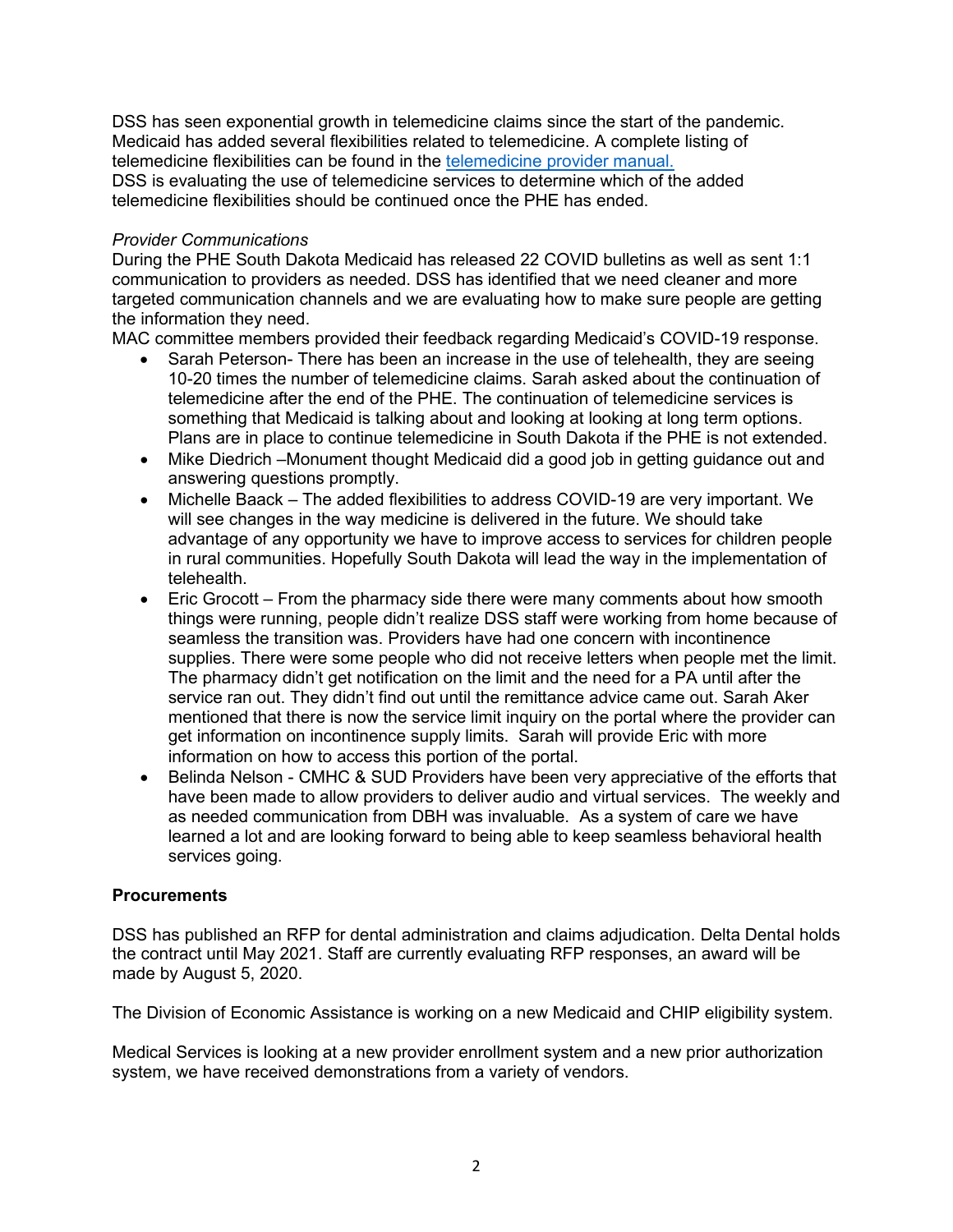DSS has seen exponential growth in telemedicine claims since the start of the pandemic. Medicaid has added several flexibilities related to telemedicine. A complete listing of telemedicine flexibilities can be found in the [telemedicine provider manual.](telemedicine provider manual.)
DSS is evaluating the use of telemedicine services to determine which of the added telemedicine flexibilities should be continued once the PHE has ended.

*Provider Communications*
During the PHE South Dakota Medicaid has released 22 COVID bulletins as well as sent 1:1 communication to providers as needed. DSS has identified that we need cleaner and more targeted communication channels and we are evaluating how to make sure people are getting the information they need.
MAC committee members provided their feedback regarding Medicaid's COVID-19 response.

- Sarah Peterson- There has been an increase in the use of telehealth, they are seeing 10-20 times the number of telemedicine claims. Sarah asked about the continuation of telemedicine after the end of the PHE. The continuation of telemedicine services is something that Medicaid is talking about and looking at long term options. Plans are in place to continue telemedicine in South Dakota if the PHE is not extended.
- Mike Diedrich –Monument thought Medicaid did a good job in getting guidance out and answering questions promptly.
- Michelle Baack – The added flexibilities to address COVID-19 are very important. We will see changes in the way medicine is delivered in the future. We should take advantage of any opportunity we have to improve access to services for children people in rural communities. Hopefully South Dakota will lead the way in the implementation of telehealth.
- Eric Grocott – From the pharmacy side there were many comments about how smooth things were running, people didn't realize DSS staff were working from home because of seamless the transition was. Providers have had one concern with incontinence supplies. There were some people who did not receive letters when people met the limit. The pharmacy didn't get notification on the limit and the need for a PA until after the service ran out. They didn't find out until the remittance advice came out. Sarah Aker mentioned that there is now the service limit inquiry on the portal where the provider can get information on incontinence supply limits. Sarah will provide Eric with more information on how to access this portion of the portal.
- Belinda Nelson - CMHC & SUD Providers have been very appreciative of the efforts that have been made to allow providers to deliver audio and virtual services. The weekly and as needed communication from DBH was invaluable. As a system of care we have learned a lot and are looking forward to being able to keep seamless behavioral health services going.

**Procurements**

DSS has published an RFP for dental administration and claims adjudication. Delta Dental holds the contract until May 2021. Staff are currently evaluating RFP responses, an award will be made by August 5, 2020.

The Division of Economic Assistance is working on a new Medicaid and CHIP eligibility system.

Medical Services is looking at a new provider enrollment system and a new prior authorization system, we have received demonstrations from a variety of vendors.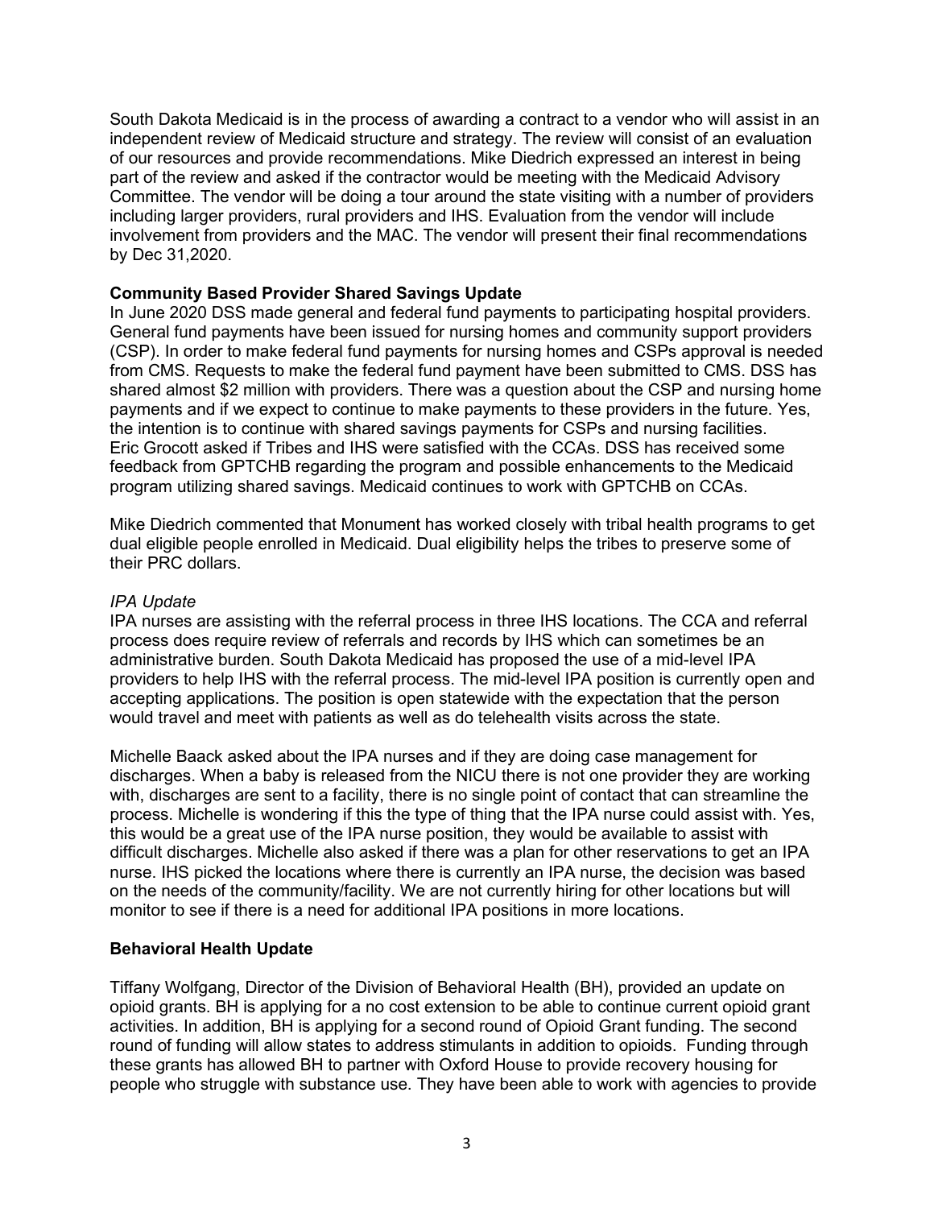South Dakota Medicaid is in the process of awarding a contract to a vendor who will assist in an independent review of Medicaid structure and strategy. The review will consist of an evaluation of our resources and provide recommendations. Mike Diedrich expressed an interest in being part of the review and asked if the contractor would be meeting with the Medicaid Advisory Committee. The vendor will be doing a tour around the state visiting with a number of providers including larger providers, rural providers and IHS. Evaluation from the vendor will include involvement from providers and the MAC. The vendor will present their final recommendations by Dec 31,2020.

**Community Based Provider Shared Savings Update**

In June 2020 DSS made general and federal fund payments to participating hospital providers. General fund payments have been issued for nursing homes and community support providers (CSP). In order to make federal fund payments for nursing homes and CSPs approval is needed from CMS. Requests to make the federal fund payment have been submitted to CMS. DSS has shared almost $2 million with providers. There was a question about the CSP and nursing home payments and if we expect to continue to make payments to these providers in the future. Yes, the intention is to continue with shared savings payments for CSPs and nursing facilities. Eric Grocott asked if Tribes and IHS were satisfied with the CCAs. DSS has received some feedback from GPTCHB regarding the program and possible enhancements to the Medicaid program utilizing shared savings. Medicaid continues to work with GPTCHB on CCAs.

Mike Diedrich commented that Monument has worked closely with tribal health programs to get dual eligible people enrolled in Medicaid. Dual eligibility helps the tribes to preserve some of their PRC dollars.

*IPA Update*

IPA nurses are assisting with the referral process in three IHS locations. The CCA and referral process does require review of referrals and records by IHS which can sometimes be an administrative burden. South Dakota Medicaid has proposed the use of a mid-level IPA providers to help IHS with the referral process. The mid-level IPA position is currently open and accepting applications. The position is open statewide with the expectation that the person would travel and meet with patients as well as do telehealth visits across the state.

Michelle Baack asked about the IPA nurses and if they are doing case management for discharges. When a baby is released from the NICU there is not one provider they are working with, discharges are sent to a facility, there is no single point of contact that can streamline the process. Michelle is wondering if this the type of thing that the IPA nurse could assist with. Yes, this would be a great use of the IPA nurse position, they would be available to assist with difficult discharges. Michelle also asked if there was a plan for other reservations to get an IPA nurse. IHS picked the locations where there is currently an IPA nurse, the decision was based on the needs of the community/facility. We are not currently hiring for other locations but will monitor to see if there is a need for additional IPA positions in more locations.

**Behavioral Health Update**

Tiffany Wolfgang, Director of the Division of Behavioral Health (BH), provided an update on opioid grants. BH is applying for a no cost extension to be able to continue current opioid grant activities. In addition, BH is applying for a second round of Opioid Grant funding. The second round of funding will allow states to address stimulants in addition to opioids. Funding through these grants has allowed BH to partner with Oxford House to provide recovery housing for people who struggle with substance use. They have been able to work with agencies to provide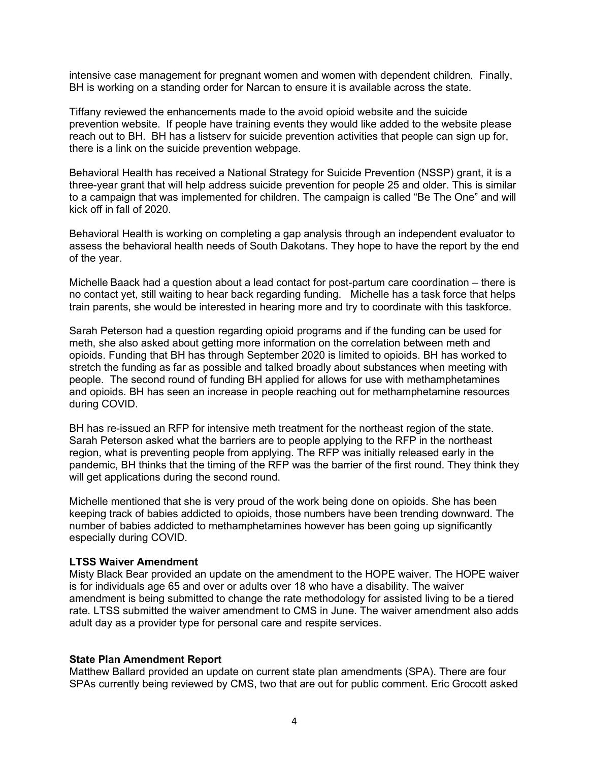intensive case management for pregnant women and women with dependent children. Finally, BH is working on a standing order for Narcan to ensure it is available across the state.

Tiffany reviewed the enhancements made to the avoid opioid website and the suicide prevention website. If people have training events they would like added to the website please reach out to BH. BH has a listserv for suicide prevention activities that people can sign up for, there is a link on the suicide prevention webpage.

Behavioral Health has received a National Strategy for Suicide Prevention (NSSP) grant, it is a three-year grant that will help address suicide prevention for people 25 and older. This is similar to a campaign that was implemented for children. The campaign is called "Be The One" and will kick off in fall of 2020.

Behavioral Health is working on completing a gap analysis through an independent evaluator to assess the behavioral health needs of South Dakotans. They hope to have the report by the end of the year.

Michelle Baack had a question about a lead contact for post-partum care coordination – there is no contact yet, still waiting to hear back regarding funding. Michelle has a task force that helps train parents, she would be interested in hearing more and try to coordinate with this taskforce.

Sarah Peterson had a question regarding opioid programs and if the funding can be used for meth, she also asked about getting more information on the correlation between meth and opioids. Funding that BH has through September 2020 is limited to opioids. BH has worked to stretch the funding as far as possible and talked broadly about substances when meeting with people. The second round of funding BH applied for allows for use with methamphetamines and opioids. BH has seen an increase in people reaching out for methamphetamine resources during COVID.

BH has re-issued an RFP for intensive meth treatment for the northeast region of the state. Sarah Peterson asked what the barriers are to people applying to the RFP in the northeast region, what is preventing people from applying. The RFP was initially released early in the pandemic, BH thinks that the timing of the RFP was the barrier of the first round. They think they will get applications during the second round.

Michelle mentioned that she is very proud of the work being done on opioids. She has been keeping track of babies addicted to opioids, those numbers have been trending downward. The number of babies addicted to methamphetamines however has been going up significantly especially during COVID.

**LTSS Waiver Amendment**

Misty Black Bear provided an update on the amendment to the HOPE waiver. The HOPE waiver is for individuals age 65 and over or adults over 18 who have a disability. The waiver amendment is being submitted to change the rate methodology for assisted living to be a tiered rate. LTSS submitted the waiver amendment to CMS in June. The waiver amendment also adds adult day as a provider type for personal care and respite services.

**State Plan Amendment Report**

Matthew Ballard provided an update on current state plan amendments (SPA). There are four SPAs currently being reviewed by CMS, two that are out for public comment. Eric Grocott asked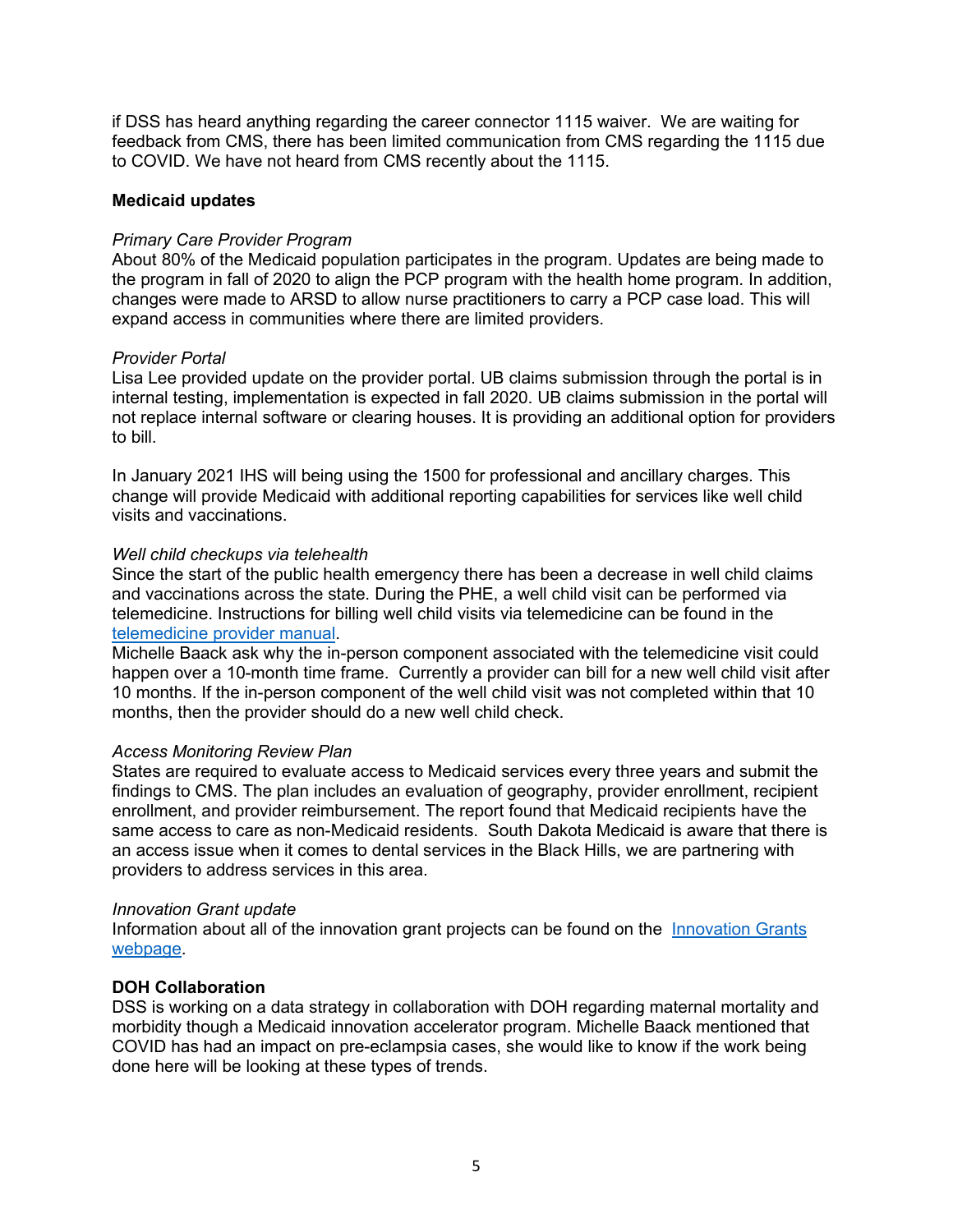if DSS has heard anything regarding the career connector 1115 waiver. We are waiting for feedback from CMS, there has been limited communication from CMS regarding the 1115 due to COVID. We have not heard from CMS recently about the 1115.

**Medicaid updates**

*Primary Care Provider Program*
About 80% of the Medicaid population participates in the program. Updates are being made to the program in fall of 2020 to align the PCP program with the health home program. In addition, changes were made to ARSD to allow nurse practitioners to carry a PCP case load. This will expand access in communities where there are limited providers.

*Provider Portal*
Lisa Lee provided update on the provider portal. UB claims submission through the portal is in internal testing, implementation is expected in fall 2020. UB claims submission in the portal will not replace internal software or clearing houses. It is providing an additional option for providers to bill.

In January 2021 IHS will being using the 1500 for professional and ancillary charges. This change will provide Medicaid with additional reporting capabilities for services like well child visits and vaccinations.

*Well child checkups via telehealth*
Since the start of the public health emergency there has been a decrease in well child claims and vaccinations across the state. During the PHE, a well child visit can be performed via telemedicine. Instructions for billing well child visits via telemedicine can be found in the [telemedicine provider manual](telemedicine provider manual).
Michelle Baack ask why the in-person component associated with the telemedicine visit could happen over a 10-month time frame. Currently a provider can bill for a new well child visit after 10 months. If the in-person component of the well child visit was not completed within that 10 months, then the provider should do a new well child check.

*Access Monitoring Review Plan*
States are required to evaluate access to Medicaid services every three years and submit the findings to CMS. The plan includes an evaluation of geography, provider enrollment, recipient enrollment, and provider reimbursement. The report found that Medicaid recipients have the same access to care as non-Medicaid residents. South Dakota Medicaid is aware that there is an access issue when it comes to dental services in the Black Hills, we are partnering with providers to address services in this area.

*Innovation Grant update*
Information about all of the innovation grant projects can be found on the [Innovation Grants webpage](Innovation Grants webpage).

**DOH Collaboration**
DSS is working on a data strategy in collaboration with DOH regarding maternal mortality and morbidity though a Medicaid innovation accelerator program. Michelle Baack mentioned that COVID has had an impact on pre-eclampsia cases, she would like to know if the work being done here will be looking at these types of trends.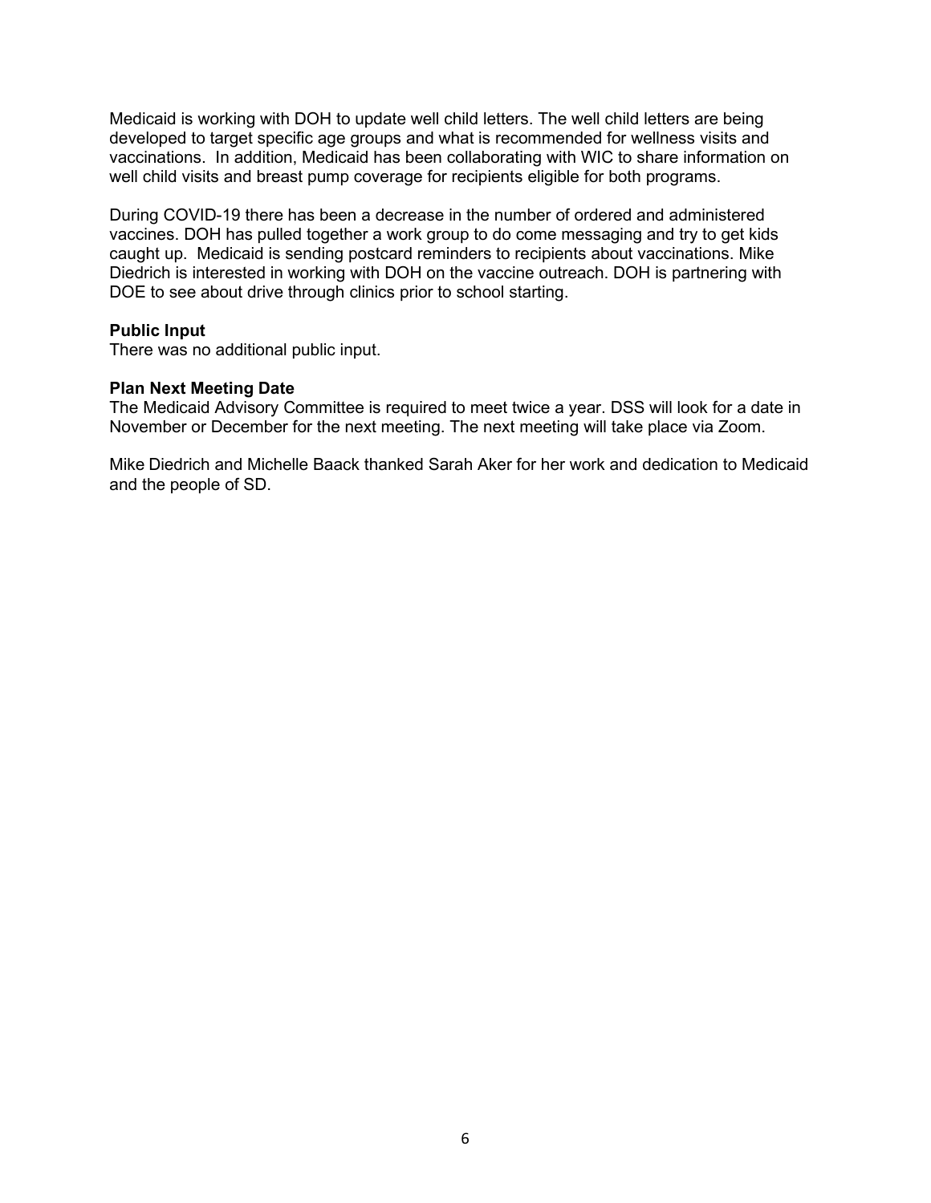Medicaid is working with DOH to update well child letters. The well child letters are being developed to target specific age groups and what is recommended for wellness visits and vaccinations. In addition, Medicaid has been collaborating with WIC to share information on well child visits and breast pump coverage for recipients eligible for both programs.

During COVID-19 there has been a decrease in the number of ordered and administered vaccines. DOH has pulled together a work group to do come messaging and try to get kids caught up. Medicaid is sending postcard reminders to recipients about vaccinations. Mike Diedrich is interested in working with DOH on the vaccine outreach. DOH is partnering with DOE to see about drive through clinics prior to school starting.

**Public Input**
There was no additional public input.

**Plan Next Meeting Date**
The Medicaid Advisory Committee is required to meet twice a year. DSS will look for a date in November or December for the next meeting. The next meeting will take place via Zoom.

Mike Diedrich and Michelle Baack thanked Sarah Aker for her work and dedication to Medicaid and the people of SD.